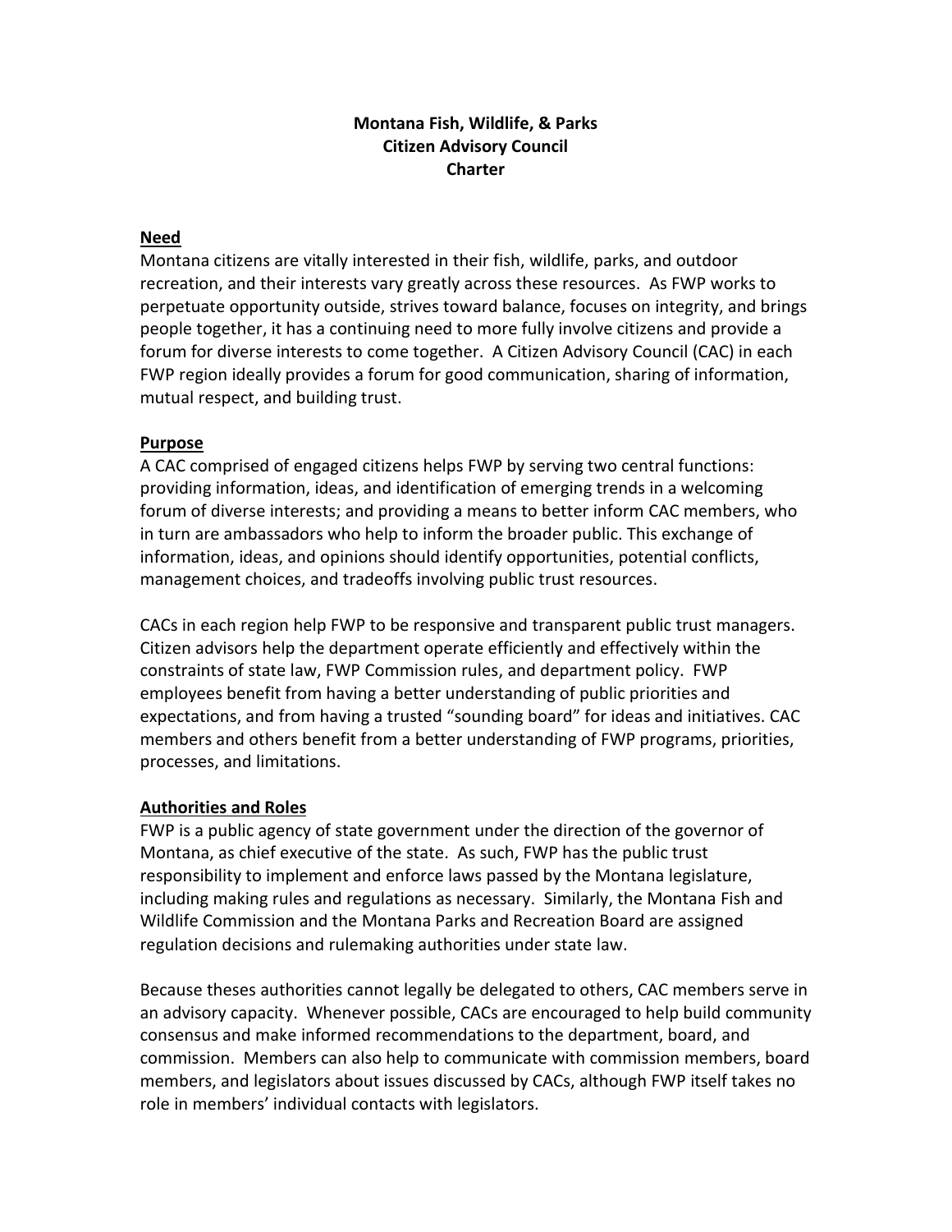# Montana Fish, Wildlife, & Parks
# Citizen Advisory Council
# Charter

## Need

Montana citizens are vitally interested in their fish, wildlife, parks, and outdoor recreation, and their interests vary greatly across these resources. As FWP works to perpetuate opportunity outside, strives toward balance, focuses on integrity, and brings people together, it has a continuing need to more fully involve citizens and provide a forum for diverse interests to come together. A Citizen Advisory Council (CAC) in each FWP region ideally provides a forum for good communication, sharing of information, mutual respect, and building trust.

## Purpose

A CAC comprised of engaged citizens helps FWP by serving two central functions: providing information, ideas, and identification of emerging trends in a welcoming forum of diverse interests; and providing a means to better inform CAC members, who in turn are ambassadors who help to inform the broader public. This exchange of information, ideas, and opinions should identify opportunities, potential conflicts, management choices, and tradeoffs involving public trust resources.

CACs in each region help FWP to be responsive and transparent public trust managers. Citizen advisors help the department operate efficiently and effectively within the constraints of state law, FWP Commission rules, and department policy. FWP employees benefit from having a better understanding of public priorities and expectations, and from having a trusted "sounding board" for ideas and initiatives. CAC members and others benefit from a better understanding of FWP programs, priorities, processes, and limitations.

## Authorities and Roles

FWP is a public agency of state government under the direction of the governor of Montana, as chief executive of the state. As such, FWP has the public trust responsibility to implement and enforce laws passed by the Montana legislature, including making rules and regulations as necessary. Similarly, the Montana Fish and Wildlife Commission and the Montana Parks and Recreation Board are assigned regulation decisions and rulemaking authorities under state law.

Because theses authorities cannot legally be delegated to others, CAC members serve in an advisory capacity. Whenever possible, CACs are encouraged to help build community consensus and make informed recommendations to the department, board, and commission. Members can also help to communicate with commission members, board members, and legislators about issues discussed by CACs, although FWP itself takes no role in members' individual contacts with legislators.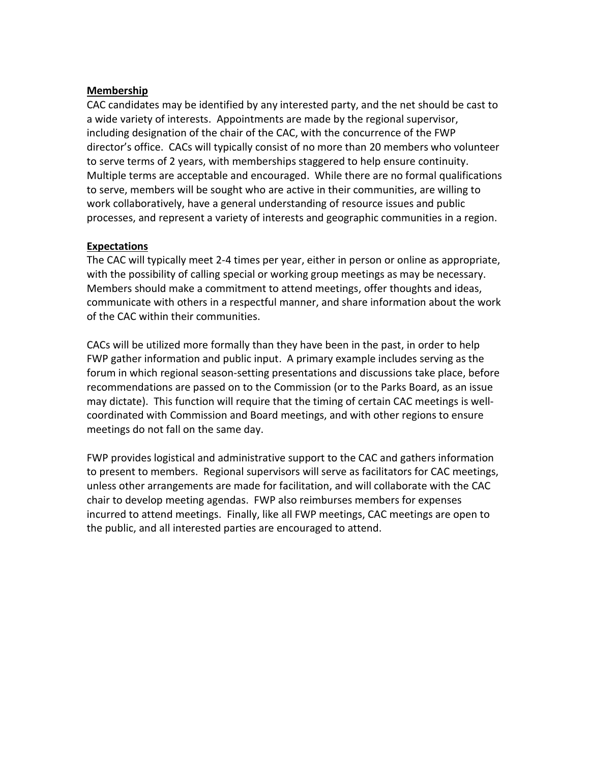**Membership**

CAC candidates may be identified by any interested party, and the net should be cast to a wide variety of interests. Appointments are made by the regional supervisor, including designation of the chair of the CAC, with the concurrence of the FWP director's office. CACs will typically consist of no more than 20 members who volunteer to serve terms of 2 years, with memberships staggered to help ensure continuity. Multiple terms are acceptable and encouraged. While there are no formal qualifications to serve, members will be sought who are active in their communities, are willing to work collaboratively, have a general understanding of resource issues and public processes, and represent a variety of interests and geographic communities in a region.

**Expectations**

The CAC will typically meet 2-4 times per year, either in person or online as appropriate, with the possibility of calling special or working group meetings as may be necessary. Members should make a commitment to attend meetings, offer thoughts and ideas, communicate with others in a respectful manner, and share information about the work of the CAC within their communities.

CACs will be utilized more formally than they have been in the past, in order to help FWP gather information and public input. A primary example includes serving as the forum in which regional season-setting presentations and discussions take place, before recommendations are passed on to the Commission (or to the Parks Board, as an issue may dictate). This function will require that the timing of certain CAC meetings is well-coordinated with Commission and Board meetings, and with other regions to ensure meetings do not fall on the same day.

FWP provides logistical and administrative support to the CAC and gathers information to present to members. Regional supervisors will serve as facilitators for CAC meetings, unless other arrangements are made for facilitation, and will collaborate with the CAC chair to develop meeting agendas. FWP also reimburses members for expenses incurred to attend meetings. Finally, like all FWP meetings, CAC meetings are open to the public, and all interested parties are encouraged to attend.